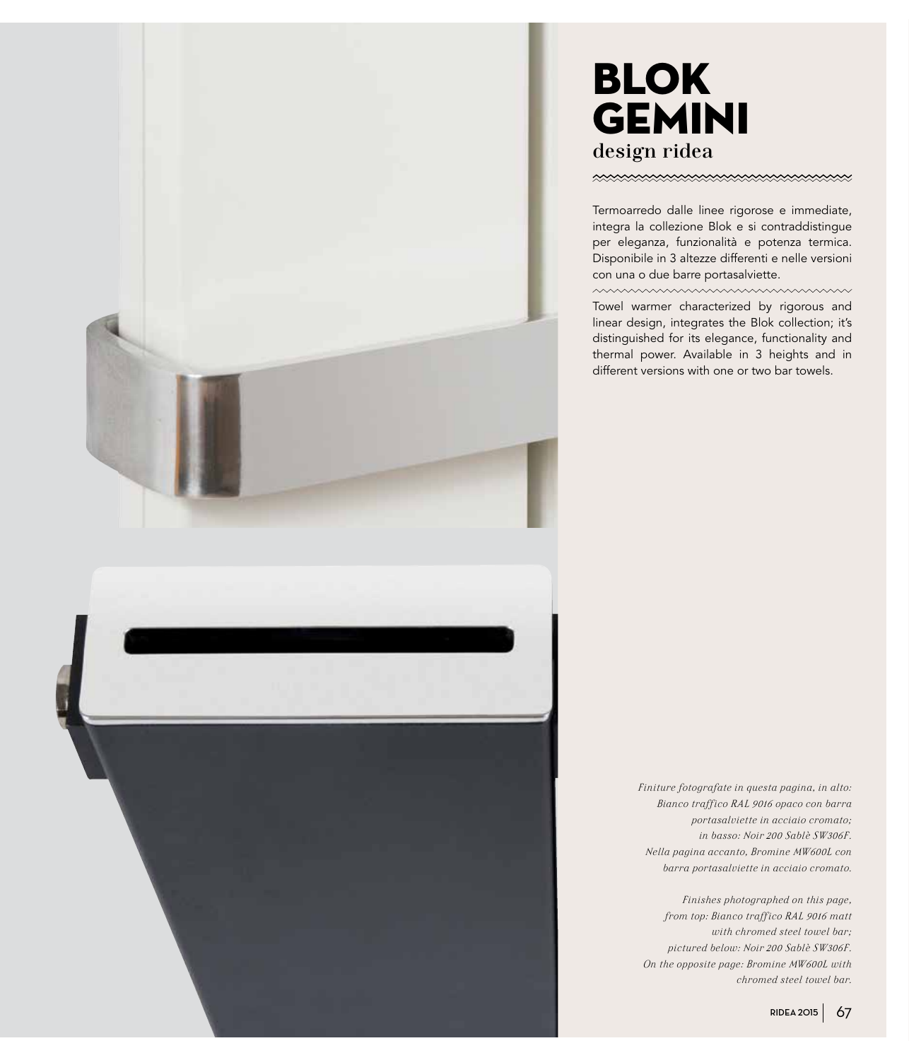# BLOK GEMINI

design ridea

Termoarredo dalle linee rigorose e immediate, integra la collezione Blok e si contraddistingue per eleganza, funzionalità e potenza termica. Disponibile in 3 altezze differenti e nelle versioni con una o due barre portasalviette.

Towel warmer characterized by rigorous and linear design, integrates the Blok collection; it's distinguished for its elegance, functionality and thermal power. Available in 3 heights and in different versions with one or two bar towels.

*Finiture fotografate in questa pagina, in alto: Bianco traffico RAL 9016 opaco con barra portasalviette in acciaio cromato; in basso: Noir 200 Sablè SW306F. Nella pagina accanto, Bromine MW600L con barra portasalviette in acciaio cromato.*

*Finishes photographed on this page, from top: Bianco traffico RAL 9016 matt with chromed steel towel bar; pictured below: Noir 200 Sablè SW306F. On the opposite page: Bromine MW600L with chromed steel towel bar.*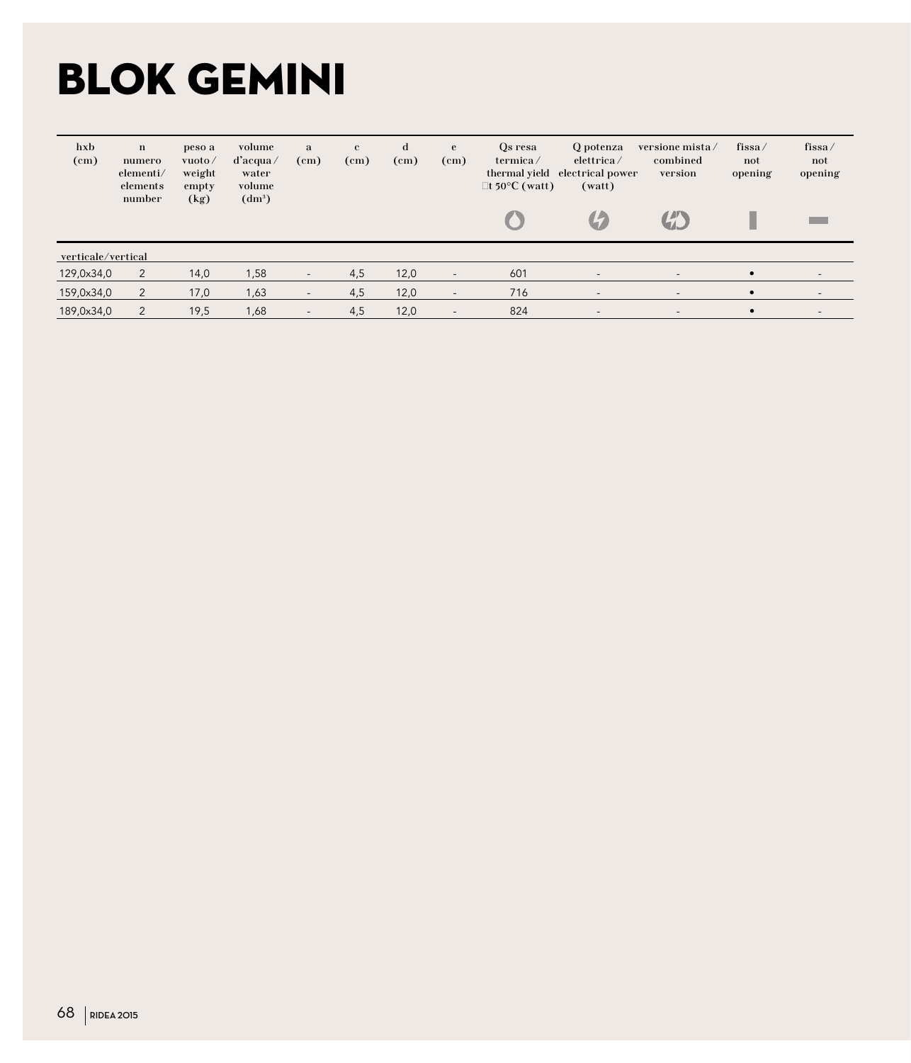# BLOK GEMINI

| hxb (cm) | n numero elementi/ elements number | peso a vuoto / weight empty (kg) | volume d'acqua / water volume (dm³) | a (cm) | c (cm) | d (cm) | e (cm) | Qs resa termica / thermal yield Δt 50°C (watt) | Q potenza elettrica / electrical power (watt) | versione mista / combined version | fissa / not opening | fissa / not opening |
|---|---|---|---|---|---|---|---|---|---|---|---|---|
| **verticale/vertical** | | | | | | | | | | | | |
| 129,0x34,0 | 2 | 14,0 | 1,58 | - | 4,5 | 12,0 | - | 601 | - | - | • | - |
| 159,0x34,0 | 2 | 17,0 | 1,63 | - | 4,5 | 12,0 | - | 716 | - | - | • | - |
| 189,0x34,0 | 2 | 19,5 | 1,68 | - | 4,5 | 12,0 | - | 824 | - | - | • | - |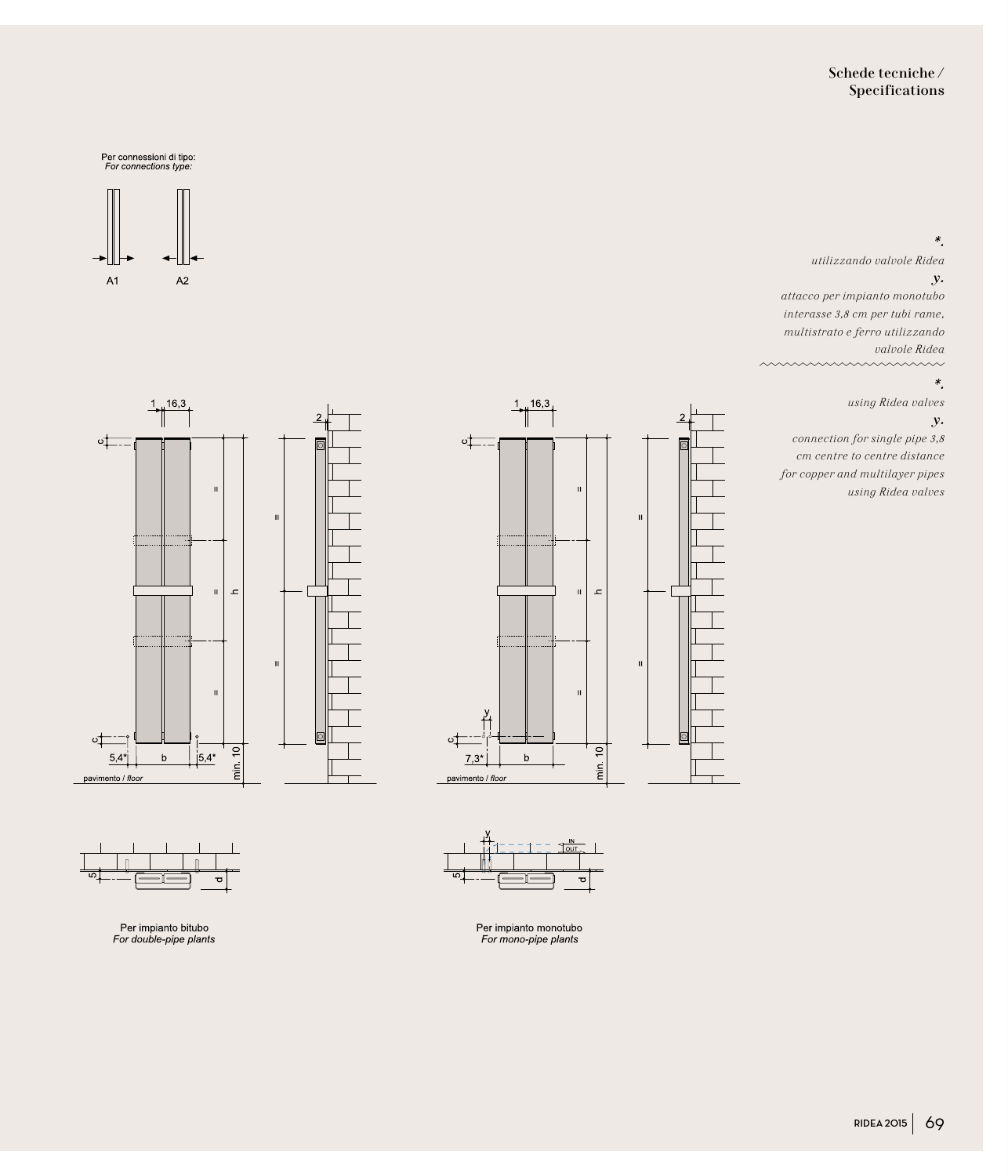## Schede tecniche / Specifications

Per connessioni di tipo:
*For connections type:*

A1

A2

*\*.*

*utilizzando valvole Ridea*

*y.*

*attacco per impianto monotubo interasse 3,8 cm per tubi rame, multistrato e ferro utilizzando valvole Ridea*

*\*.*

*using Ridea valves*

*y.*

*connection for single pipe 3,8 cm centre to centre distance for copper and multilayer pipes using Ridea valves*

1 16,3

2

c

h

5,4* b 5,4*

min. 10

pavimento / *floor*

5 d

Per impianto bitubo
*For double-pipe plants*

1 16,3

2

c

y

h

7,3* b

min. 10

pavimento / *floor*

y

IN OUT

5 d

Per impianto monotubo
*For mono-pipe plants*